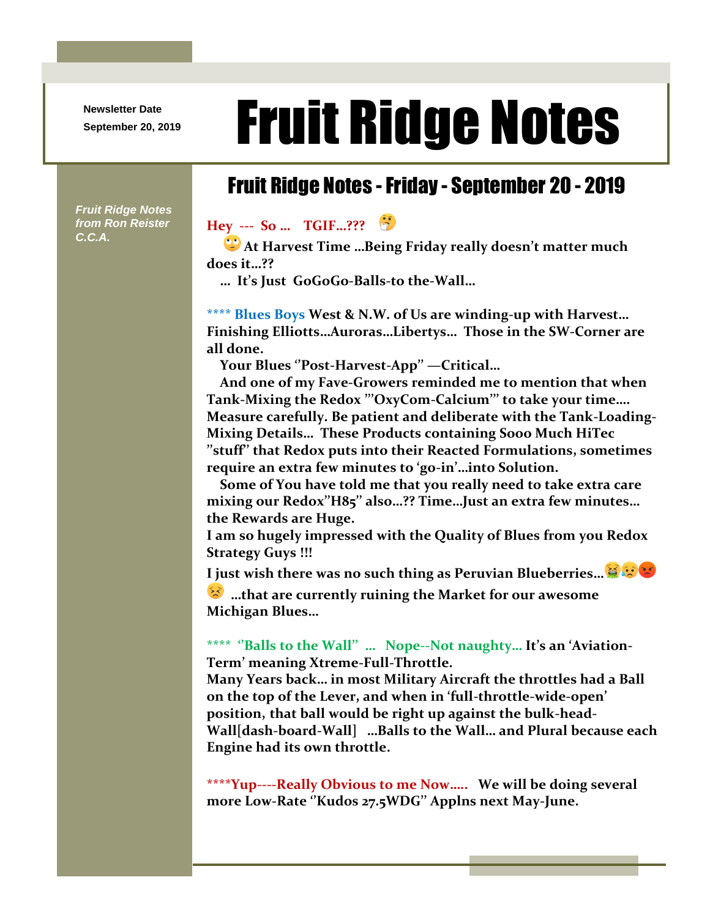Newsletter Date
September 20, 2019

# Fruit Ridge Notes

*Fruit Ridge Notes from Ron Reister C.C.A.*

## Fruit Ridge Notes - Friday - September 20 - 2019

**Hey --- So … TGIF…???** 🤔

🙄 **At Harvest Time …Being Friday really doesn't matter much does it…??**

**… It's Just GoGoGo-Balls-to the-Wall…**

**\*\*\*\* Blues Boys West & N.W. of Us are winding-up with Harvest… Finishing Elliotts…Auroras…Libertys… Those in the SW-Corner are all done.**

**Your Blues "Post-Harvest-App" —Critical…**

**And one of my Fave-Growers reminded me to mention that when Tank-Mixing the Redox '"OxyCom-Calcium'" to take your time…. Measure carefully. Be patient and deliberate with the Tank-Loading-Mixing Details… These Products containing Sooo Much HiTec "stuff" that Redox puts into their Reacted Formulations, sometimes require an extra few minutes to 'go-in'…into Solution.**

**Some of You have told me that you really need to take extra care mixing our Redox"H85" also…?? Time…Just an extra few minutes… the Rewards are Huge.**

**I am so hugely impressed with the Quality of Blues from you Redox Strategy Guys !!!**

**I just wish there was no such thing as Peruvian Blueberries…**🤮😥😡😣 **…that are currently ruining the Market for our awesome Michigan Blues…**

**\*\*\*\* "Balls to the Wall" … Nope--Not naughty… It's an 'Aviation-Term' meaning Xtreme-Full-Throttle.**

**Many Years back… in most Military Aircraft the throttles had a Ball on the top of the Lever, and when in 'full-throttle-wide-open' position, that ball would be right up against the bulk-head-Wall[dash-board-Wall] …Balls to the Wall… and Plural because each Engine had its own throttle.**

**\*\*\*\*Yup----Really Obvious to me Now….. We will be doing several more Low-Rate "Kudos 27.5WDG" Applns next May-June.**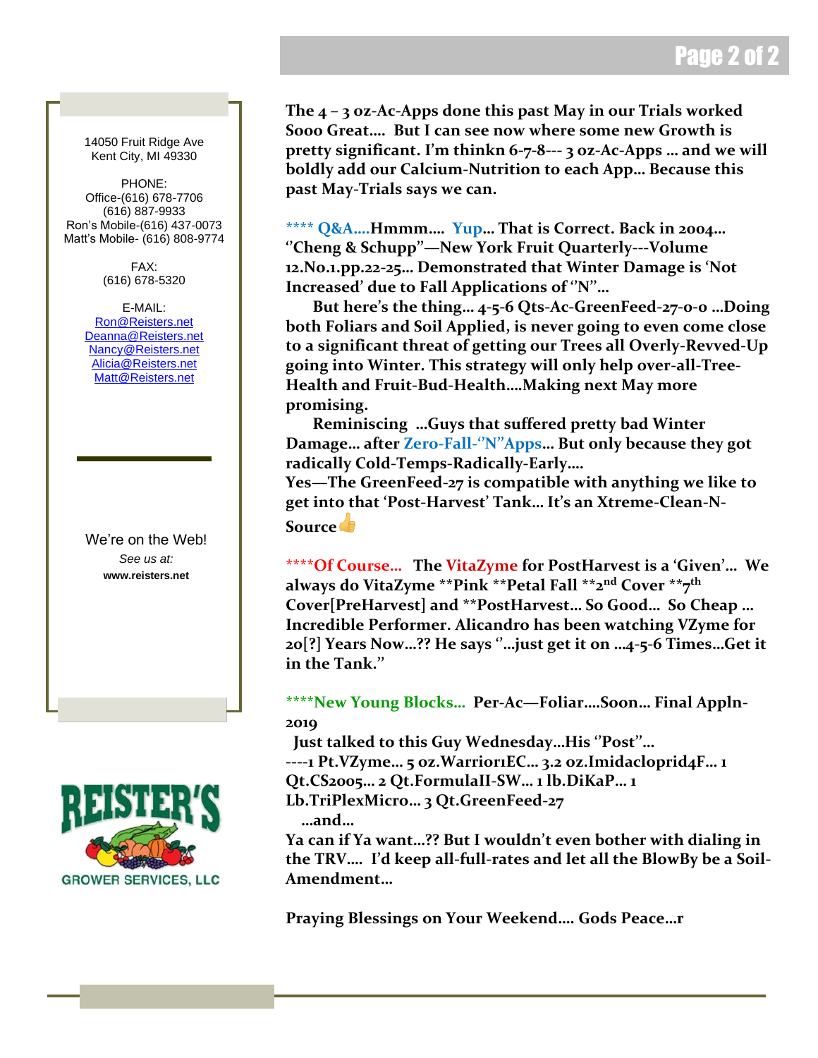14050 Fruit Ridge Ave
Kent City, MI 49330

PHONE:
Office-(616) 678-7706
(616) 887-9933
Ron's Mobile-(616) 437-0073
Matt's Mobile- (616) 808-9774

FAX:
(616) 678-5320

E-MAIL:
Ron@Reisters.net
Deanna@Reisters.net
Nancy@Reisters.net
Alicia@Reisters.net
Matt@Reisters.net

We're on the Web!
*See us at:*
**www.reisters.net**

REISTER'S GROWER SERVICES, LLC

**The 4 – 3 oz-Ac-Apps done this past May in our Trials worked Sooo Great…. But I can see now where some new Growth is pretty significant. I'm thinkn 6-7-8--- 3 oz-Ac-Apps … and we will boldly add our Calcium-Nutrition to each App… Because this past May-Trials says we can.**

**\*\*\*\* Q&A….Hmmm…. Yup… That is Correct. Back in 2004… ''Cheng & Schupp"—New York Fruit Quarterly---Volume 12.No.1.pp.22-25… Demonstrated that Winter Damage is 'Not Increased' due to Fall Applications of ''N"…**

**But here's the thing… 4-5-6 Qts-Ac-GreenFeed-27-0-0 …Doing both Foliars and Soil Applied, is never going to even come close to a significant threat of getting our Trees all Overly-Revved-Up going into Winter. This strategy will only help over-all-Tree-Health and Fruit-Bud-Health….Making next May more promising.**

**Reminiscing …Guys that suffered pretty bad Winter Damage… after Zero-Fall-''N"Apps… But only because they got radically Cold-Temps-Radically-Early….**
**Yes—The GreenFeed-27 is compatible with anything we like to get into that 'Post-Harvest' Tank… It's an Xtreme-Clean-N-Source 👍**

**\*\*\*\*Of Course… The VitaZyme for PostHarvest is a 'Given'… We always do VitaZyme \*\*Pink \*\*Petal Fall \*\*2nd Cover \*\*7th Cover[PreHarvest] and \*\*PostHarvest… So Good… So Cheap … Incredible Performer. Alicandro has been watching VZyme for 20[?] Years Now…?? He says ''…just get it on …4-5-6 Times…Get it in the Tank."**

**\*\*\*\*New Young Blocks… Per-Ac—Foliar….Soon… Final Appln-2019**
**Just talked to this Guy Wednesday…His ''Post"…**
**----1 Pt.VZyme… 5 oz.Warrior1EC… 3.2 oz.Imidacloprid4F… 1 Qt.CS2005… 2 Qt.FormulaII-SW… 1 lb.DiKaP… 1 Lb.TriPlexMicro… 3 Qt.GreenFeed-27**
**…and…**
**Ya can if Ya want…?? But I wouldn't even bother with dialing in the TRV…. I'd keep all-full-rates and let all the BlowBy be a Soil-Amendment…**

**Praying Blessings on Your Weekend…. Gods Peace…r**